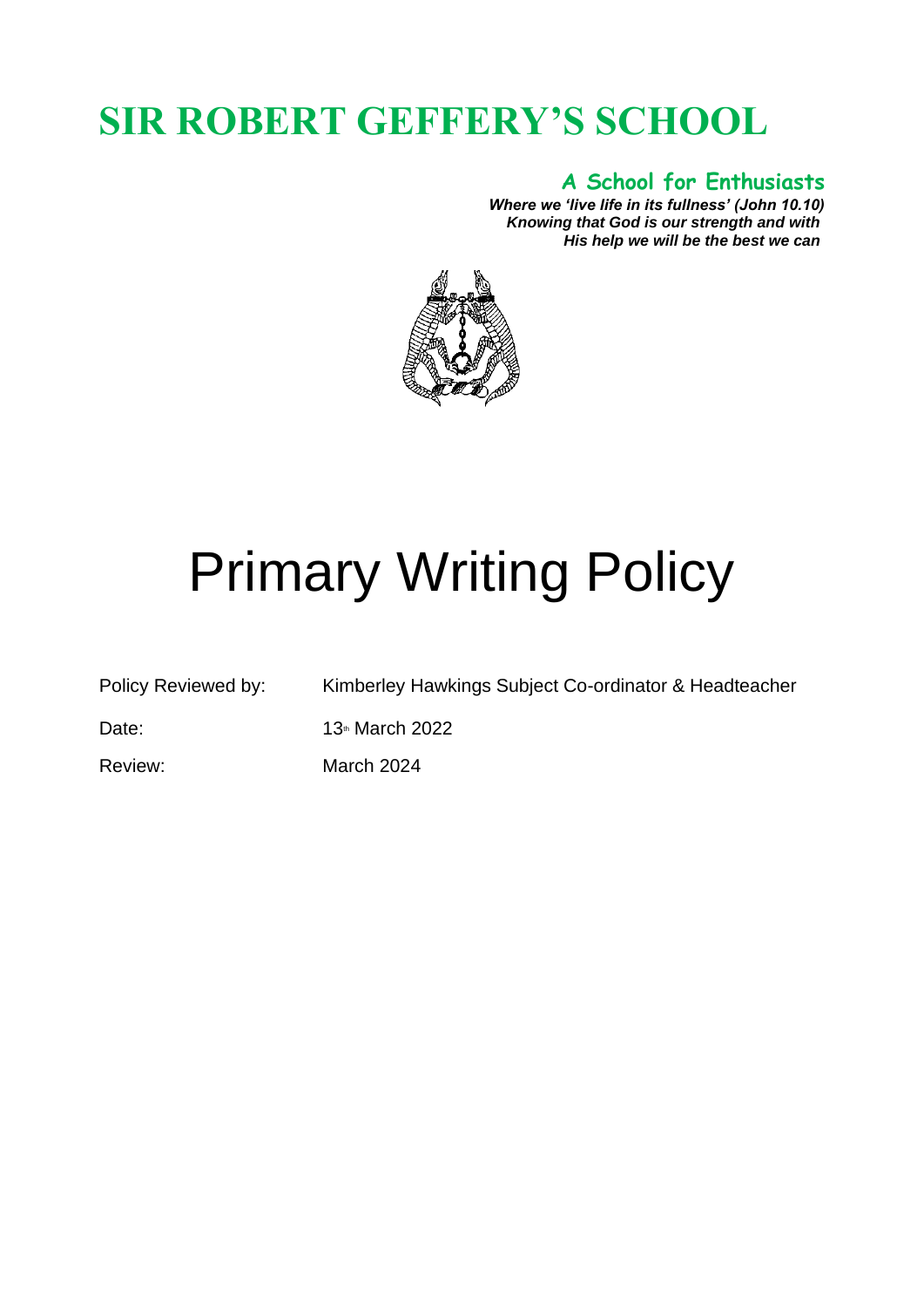# SIR ROBERT GEFFERY'S SCHOOL

**A School for Enthusiasts**

***Where we 'live life in its fullness' (John 10.10)***
***Knowing that God is our strength and with***
***His help we will be the best we can***

# Primary Writing Policy

Policy Reviewed by: Kimberley Hawkings Subject Co-ordinator & Headteacher

Date: 13th March 2022

Review: March 2024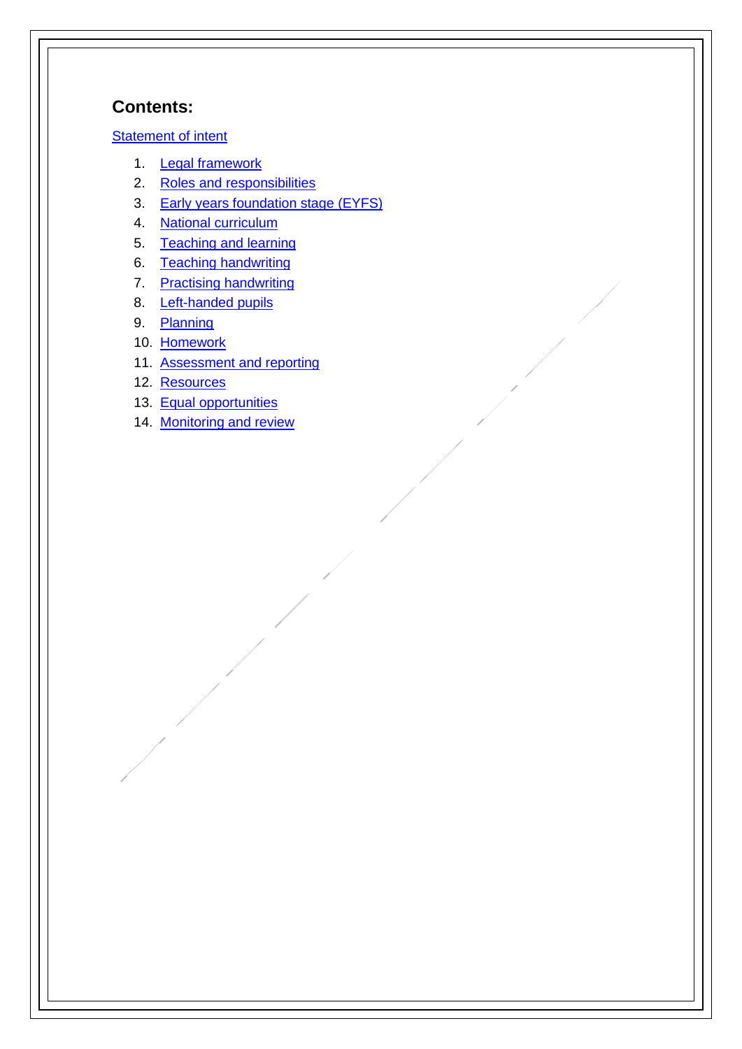## Contents:

Statement of intent

1. Legal framework
2. Roles and responsibilities
3. Early years foundation stage (EYFS)
4. National curriculum
5. Teaching and learning
6. Teaching handwriting
7. Practising handwriting
8. Left-handed pupils
9. Planning
10. Homework
11. Assessment and reporting
12. Resources
13. Equal opportunities
14. Monitoring and review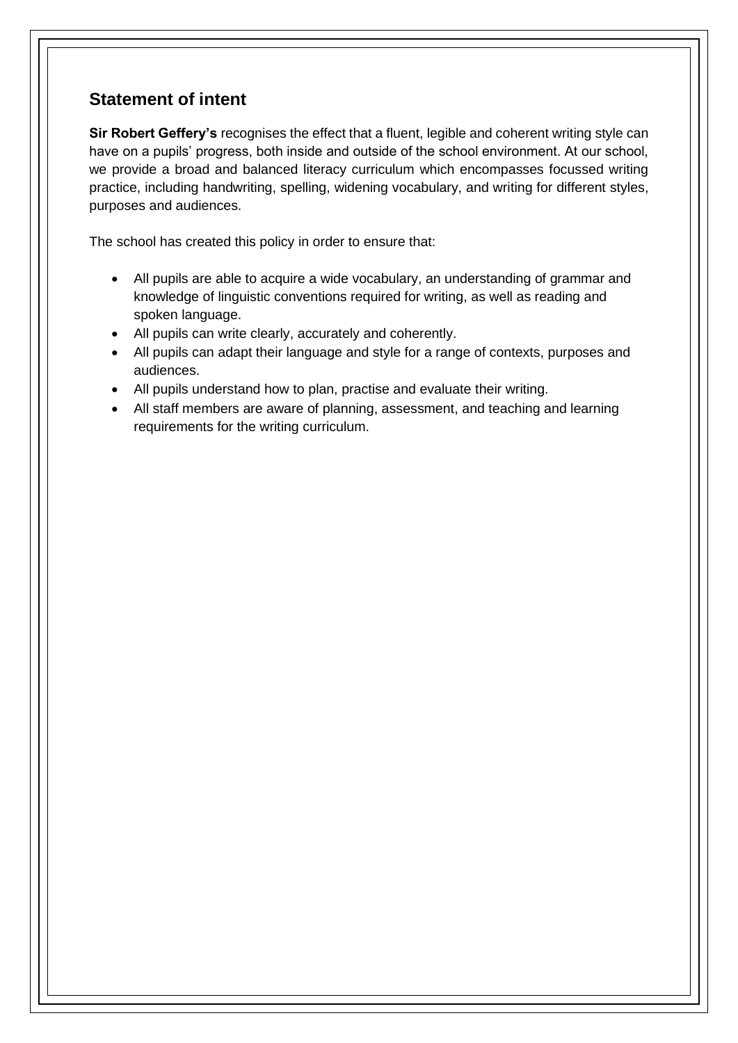## Statement of intent

**Sir Robert Geffery's** recognises the effect that a fluent, legible and coherent writing style can have on a pupils' progress, both inside and outside of the school environment. At our school, we provide a broad and balanced literacy curriculum which encompasses focussed writing practice, including handwriting, spelling, widening vocabulary, and writing for different styles, purposes and audiences.

The school has created this policy in order to ensure that:

- All pupils are able to acquire a wide vocabulary, an understanding of grammar and knowledge of linguistic conventions required for writing, as well as reading and spoken language.
- All pupils can write clearly, accurately and coherently.
- All pupils can adapt their language and style for a range of contexts, purposes and audiences.
- All pupils understand how to plan, practise and evaluate their writing.
- All staff members are aware of planning, assessment, and teaching and learning requirements for the writing curriculum.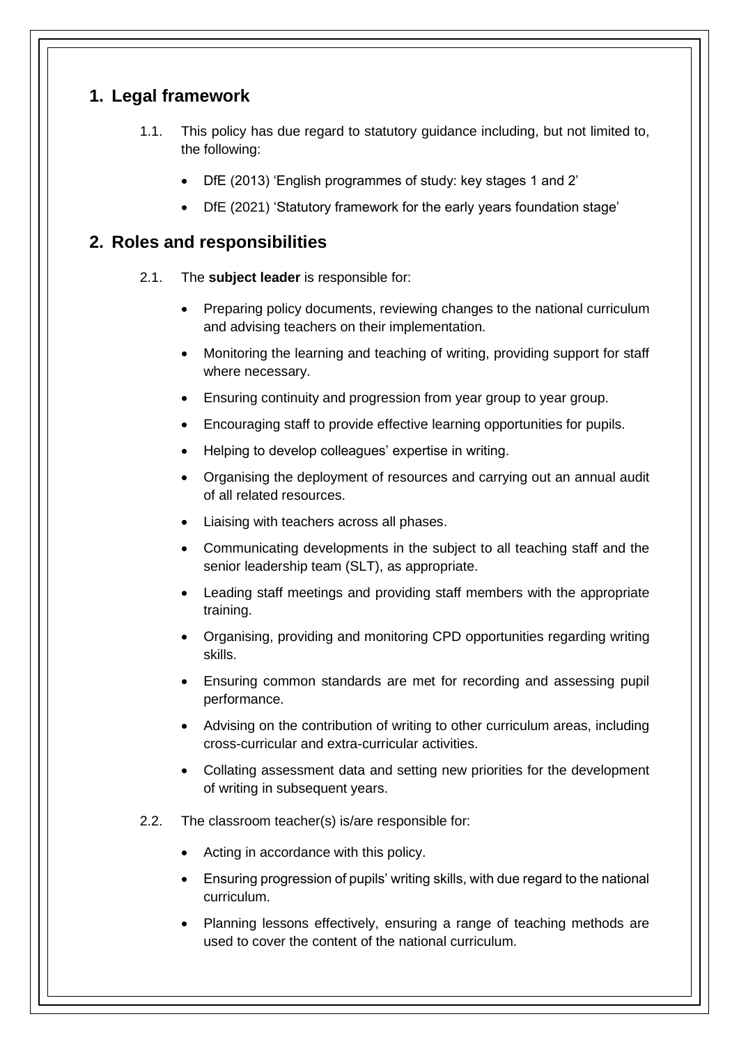## 1. Legal framework

1.1. This policy has due regard to statutory guidance including, but not limited to, the following:

- DfE (2013) 'English programmes of study: key stages 1 and 2'
- DfE (2021) 'Statutory framework for the early years foundation stage'

## 2. Roles and responsibilities

2.1. The **subject leader** is responsible for:

- Preparing policy documents, reviewing changes to the national curriculum and advising teachers on their implementation.
- Monitoring the learning and teaching of writing, providing support for staff where necessary.
- Ensuring continuity and progression from year group to year group.
- Encouraging staff to provide effective learning opportunities for pupils.
- Helping to develop colleagues' expertise in writing.
- Organising the deployment of resources and carrying out an annual audit of all related resources.
- Liaising with teachers across all phases.
- Communicating developments in the subject to all teaching staff and the senior leadership team (SLT), as appropriate.
- Leading staff meetings and providing staff members with the appropriate training.
- Organising, providing and monitoring CPD opportunities regarding writing skills.
- Ensuring common standards are met for recording and assessing pupil performance.
- Advising on the contribution of writing to other curriculum areas, including cross-curricular and extra-curricular activities.
- Collating assessment data and setting new priorities for the development of writing in subsequent years.

2.2. The classroom teacher(s) is/are responsible for:

- Acting in accordance with this policy.
- Ensuring progression of pupils' writing skills, with due regard to the national curriculum.
- Planning lessons effectively, ensuring a range of teaching methods are used to cover the content of the national curriculum.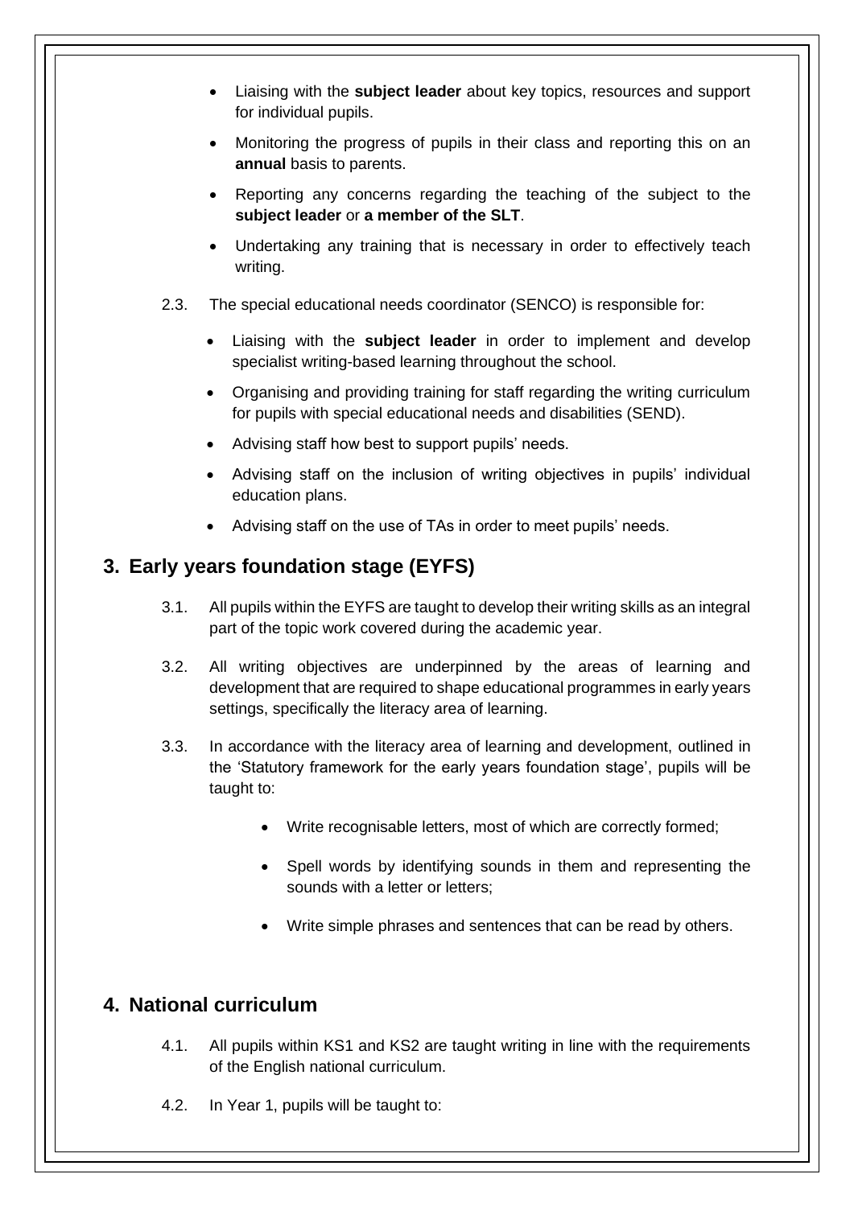- Liaising with the **subject leader** about key topics, resources and support for individual pupils.
- Monitoring the progress of pupils in their class and reporting this on an **annual** basis to parents.
- Reporting any concerns regarding the teaching of the subject to the **subject leader** or **a member of the SLT**.
- Undertaking any training that is necessary in order to effectively teach writing.

2.3. The special educational needs coordinator (SENCO) is responsible for:

- Liaising with the **subject leader** in order to implement and develop specialist writing-based learning throughout the school.
- Organising and providing training for staff regarding the writing curriculum for pupils with special educational needs and disabilities (SEND).
- Advising staff how best to support pupils' needs.
- Advising staff on the inclusion of writing objectives in pupils' individual education plans.
- Advising staff on the use of TAs in order to meet pupils' needs.

## 3. Early years foundation stage (EYFS)

3.1. All pupils within the EYFS are taught to develop their writing skills as an integral part of the topic work covered during the academic year.

3.2. All writing objectives are underpinned by the areas of learning and development that are required to shape educational programmes in early years settings, specifically the literacy area of learning.

3.3. In accordance with the literacy area of learning and development, outlined in the 'Statutory framework for the early years foundation stage', pupils will be taught to:

- Write recognisable letters, most of which are correctly formed;
- Spell words by identifying sounds in them and representing the sounds with a letter or letters;
- Write simple phrases and sentences that can be read by others.

## 4. National curriculum

4.1. All pupils within KS1 and KS2 are taught writing in line with the requirements of the English national curriculum.

4.2. In Year 1, pupils will be taught to: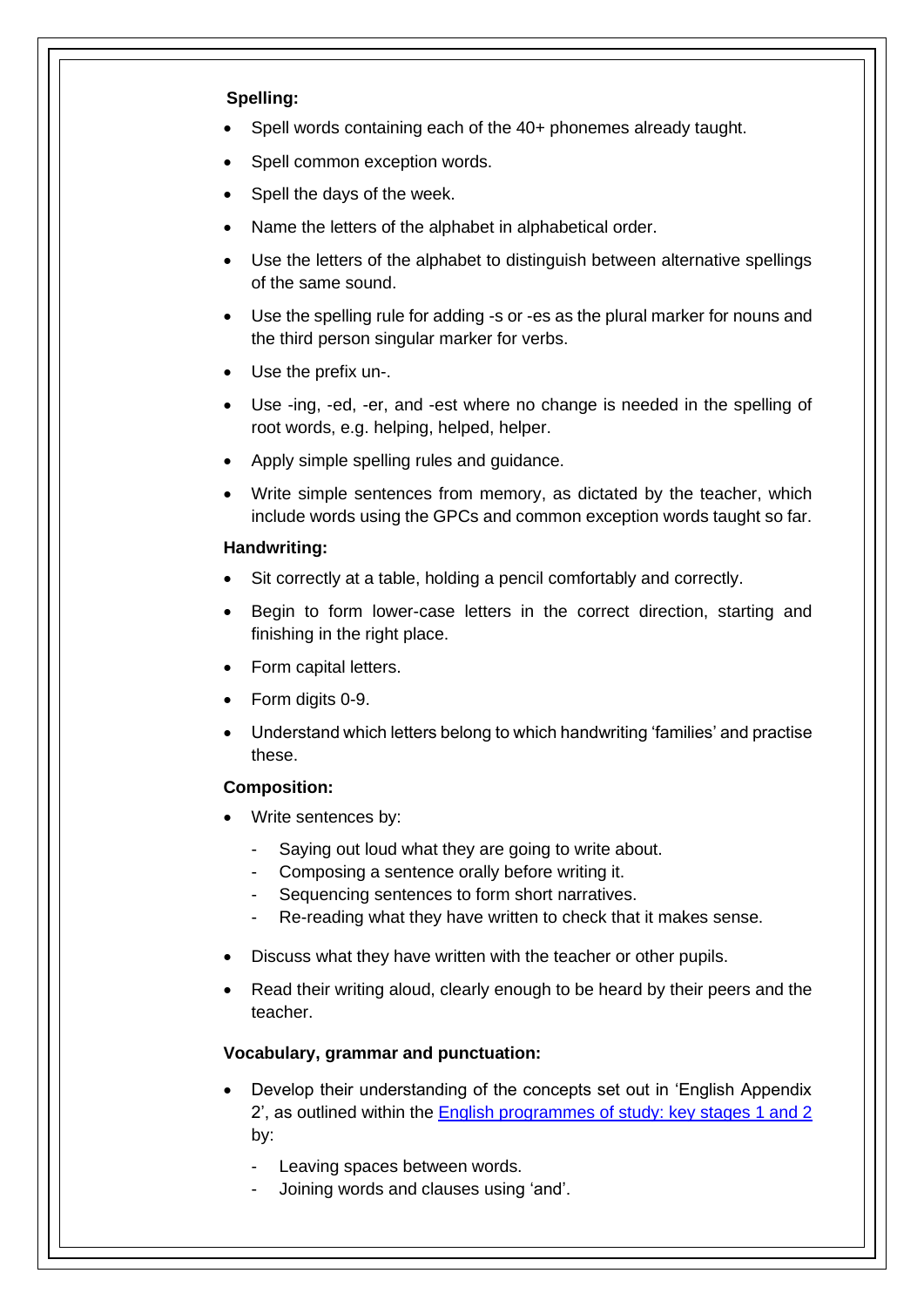**Spelling:**

- Spell words containing each of the 40+ phonemes already taught.
- Spell common exception words.
- Spell the days of the week.
- Name the letters of the alphabet in alphabetical order.
- Use the letters of the alphabet to distinguish between alternative spellings of the same sound.
- Use the spelling rule for adding -s or -es as the plural marker for nouns and the third person singular marker for verbs.
- Use the prefix un-.
- Use -ing, -ed, -er, and -est where no change is needed in the spelling of root words, e.g. helping, helped, helper.
- Apply simple spelling rules and guidance.
- Write simple sentences from memory, as dictated by the teacher, which include words using the GPCs and common exception words taught so far.

**Handwriting:**

- Sit correctly at a table, holding a pencil comfortably and correctly.
- Begin to form lower-case letters in the correct direction, starting and finishing in the right place.
- Form capital letters.
- Form digits 0-9.
- Understand which letters belong to which handwriting 'families' and practise these.

**Composition:**

- Write sentences by:
  - Saying out loud what they are going to write about.
  - Composing a sentence orally before writing it.
  - Sequencing sentences to form short narratives.
  - Re-reading what they have written to check that it makes sense.
- Discuss what they have written with the teacher or other pupils.
- Read their writing aloud, clearly enough to be heard by their peers and the teacher.

**Vocabulary, grammar and punctuation:**

- Develop their understanding of the concepts set out in 'English Appendix 2', as outlined within the [English programmes of study: key stages 1 and 2] by:
  - Leaving spaces between words.
  - Joining words and clauses using 'and'.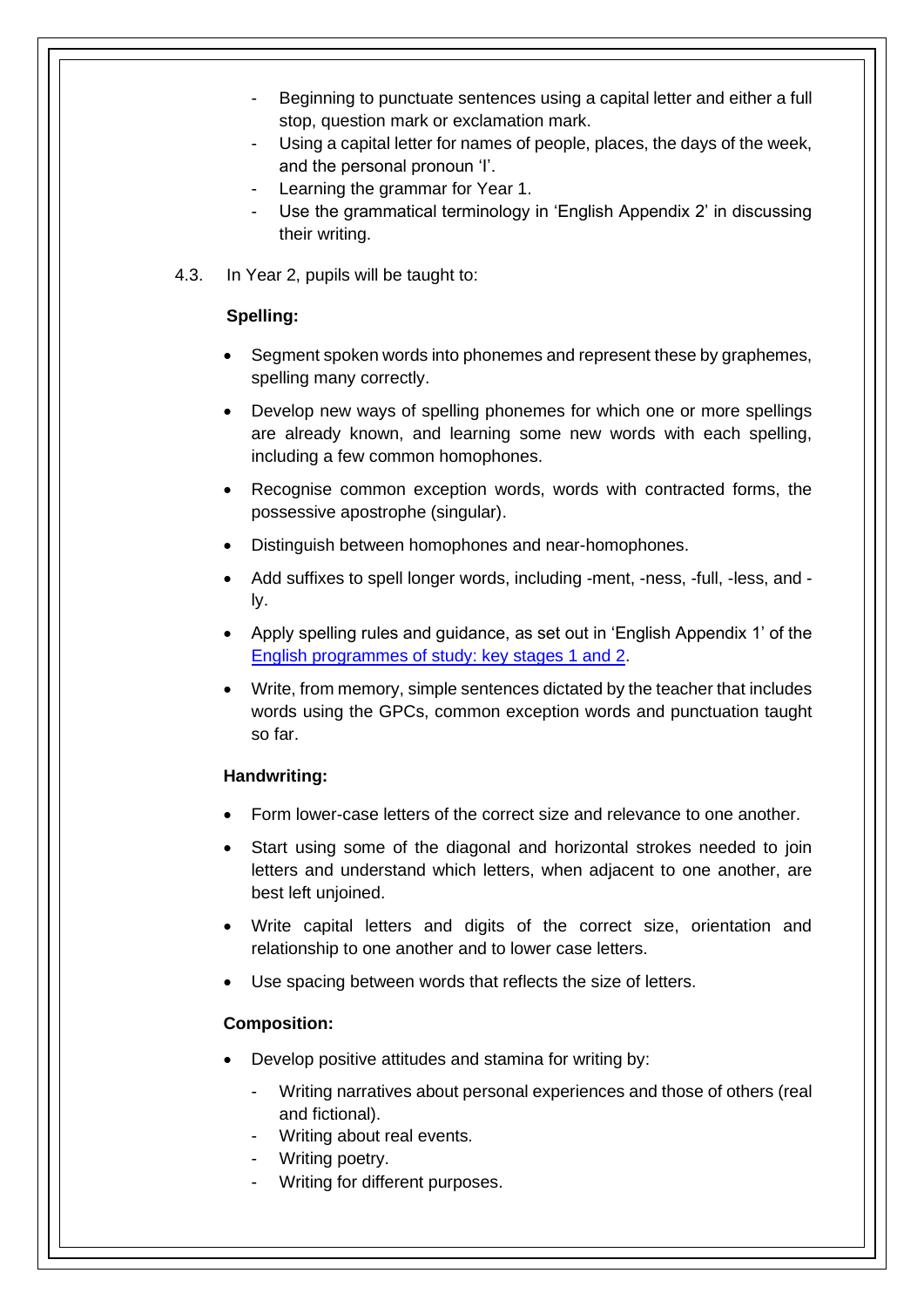- Beginning to punctuate sentences using a capital letter and either a full stop, question mark or exclamation mark.
- Using a capital letter for names of people, places, the days of the week, and the personal pronoun 'I'.
- Learning the grammar for Year 1.
- Use the grammatical terminology in 'English Appendix 2' in discussing their writing.

4.3. In Year 2, pupils will be taught to:

**Spelling:**

- Segment spoken words into phonemes and represent these by graphemes, spelling many correctly.
- Develop new ways of spelling phonemes for which one or more spellings are already known, and learning some new words with each spelling, including a few common homophones.
- Recognise common exception words, words with contracted forms, the possessive apostrophe (singular).
- Distinguish between homophones and near-homophones.
- Add suffixes to spell longer words, including -ment, -ness, -full, -less, and -ly.
- Apply spelling rules and guidance, as set out in 'English Appendix 1' of the [English programmes of study: key stages 1 and 2](#).
- Write, from memory, simple sentences dictated by the teacher that includes words using the GPCs, common exception words and punctuation taught so far.

**Handwriting:**

- Form lower-case letters of the correct size and relevance to one another.
- Start using some of the diagonal and horizontal strokes needed to join letters and understand which letters, when adjacent to one another, are best left unjoined.
- Write capital letters and digits of the correct size, orientation and relationship to one another and to lower case letters.
- Use spacing between words that reflects the size of letters.

**Composition:**

- Develop positive attitudes and stamina for writing by:
  - Writing narratives about personal experiences and those of others (real and fictional).
  - Writing about real events.
  - Writing poetry.
  - Writing for different purposes.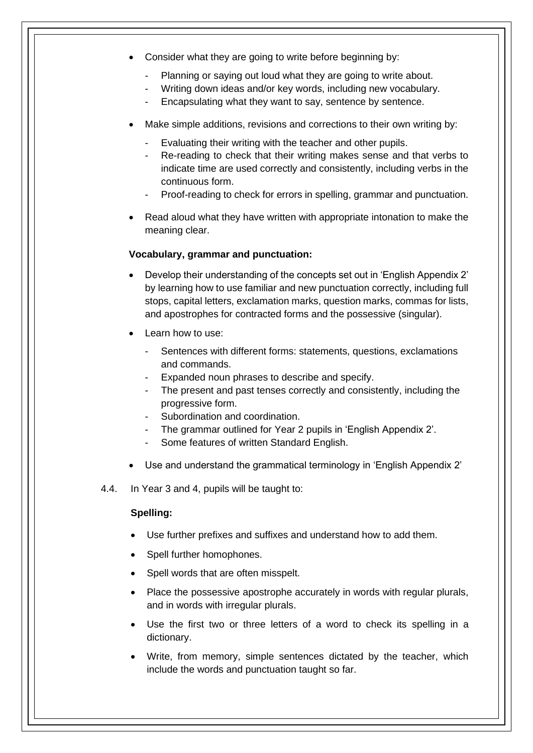- Consider what they are going to write before beginning by:
  - Planning or saying out loud what they are going to write about.
  - Writing down ideas and/or key words, including new vocabulary.
  - Encapsulating what they want to say, sentence by sentence.
- Make simple additions, revisions and corrections to their own writing by:
  - Evaluating their writing with the teacher and other pupils.
  - Re-reading to check that their writing makes sense and that verbs to indicate time are used correctly and consistently, including verbs in the continuous form.
  - Proof-reading to check for errors in spelling, grammar and punctuation.
- Read aloud what they have written with appropriate intonation to make the meaning clear.

**Vocabulary, grammar and punctuation:**

- Develop their understanding of the concepts set out in 'English Appendix 2' by learning how to use familiar and new punctuation correctly, including full stops, capital letters, exclamation marks, question marks, commas for lists, and apostrophes for contracted forms and the possessive (singular).
- Learn how to use:
  - Sentences with different forms: statements, questions, exclamations and commands.
  - Expanded noun phrases to describe and specify.
  - The present and past tenses correctly and consistently, including the progressive form.
  - Subordination and coordination.
  - The grammar outlined for Year 2 pupils in 'English Appendix 2'.
  - Some features of written Standard English.
- Use and understand the grammatical terminology in 'English Appendix 2'

4.4. In Year 3 and 4, pupils will be taught to:

**Spelling:**

- Use further prefixes and suffixes and understand how to add them.
- Spell further homophones.
- Spell words that are often misspelt.
- Place the possessive apostrophe accurately in words with regular plurals, and in words with irregular plurals.
- Use the first two or three letters of a word to check its spelling in a dictionary.
- Write, from memory, simple sentences dictated by the teacher, which include the words and punctuation taught so far.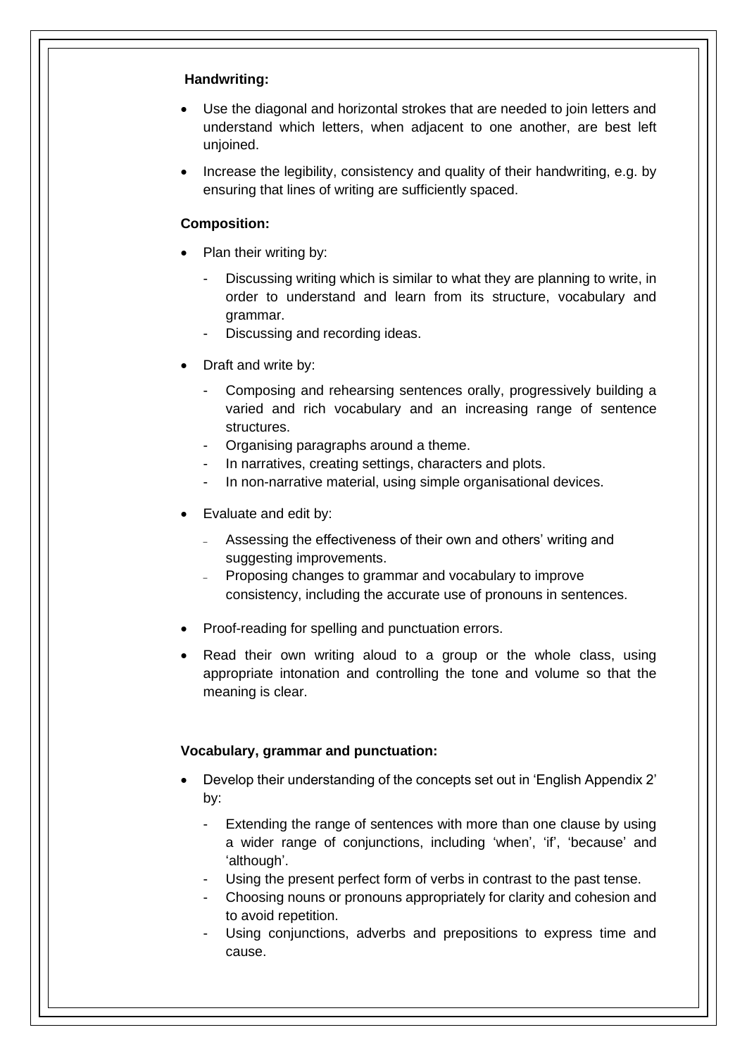**Handwriting:**

- Use the diagonal and horizontal strokes that are needed to join letters and understand which letters, when adjacent to one another, are best left unjoined.
- Increase the legibility, consistency and quality of their handwriting, e.g. by ensuring that lines of writing are sufficiently spaced.

**Composition:**

- Plan their writing by:
  - Discussing writing which is similar to what they are planning to write, in order to understand and learn from its structure, vocabulary and grammar.
  - Discussing and recording ideas.
- Draft and write by:
  - Composing and rehearsing sentences orally, progressively building a varied and rich vocabulary and an increasing range of sentence structures.
  - Organising paragraphs around a theme.
  - In narratives, creating settings, characters and plots.
  - In non-narrative material, using simple organisational devices.
- Evaluate and edit by:
  - Assessing the effectiveness of their own and others' writing and suggesting improvements.
  - Proposing changes to grammar and vocabulary to improve consistency, including the accurate use of pronouns in sentences.
- Proof-reading for spelling and punctuation errors.
- Read their own writing aloud to a group or the whole class, using appropriate intonation and controlling the tone and volume so that the meaning is clear.

**Vocabulary, grammar and punctuation:**

- Develop their understanding of the concepts set out in 'English Appendix 2' by:
  - Extending the range of sentences with more than one clause by using a wider range of conjunctions, including 'when', 'if', 'because' and 'although'.
  - Using the present perfect form of verbs in contrast to the past tense.
  - Choosing nouns or pronouns appropriately for clarity and cohesion and to avoid repetition.
  - Using conjunctions, adverbs and prepositions to express time and cause.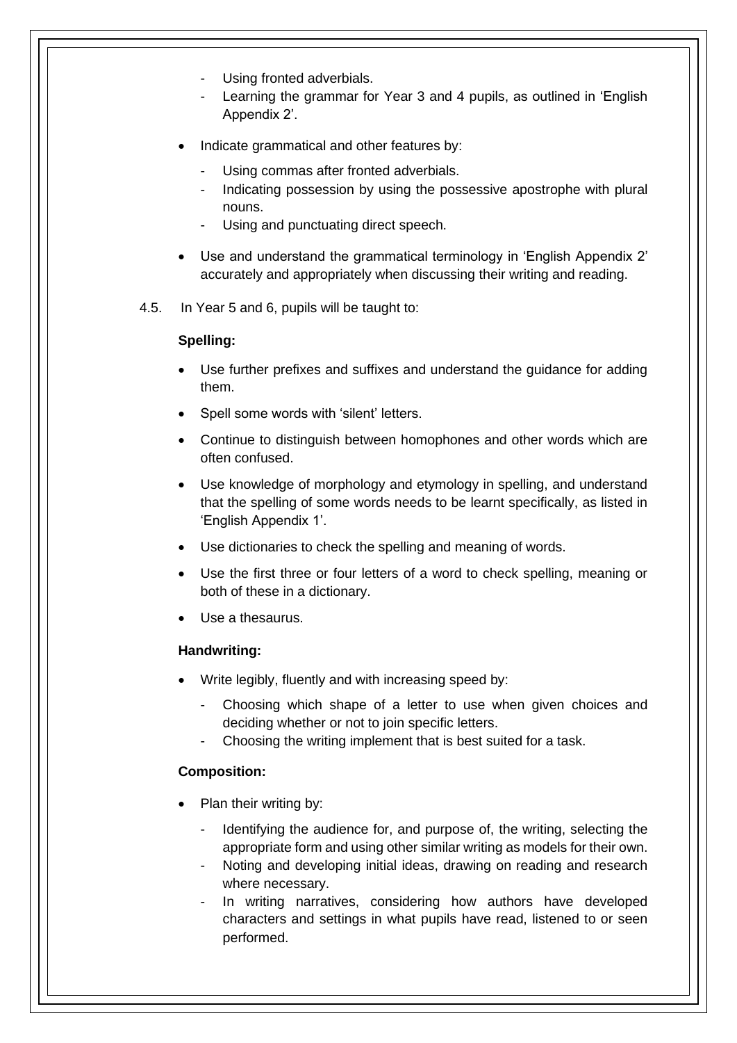- Using fronted adverbials.
- Learning the grammar for Year 3 and 4 pupils, as outlined in 'English Appendix 2'.

- Indicate grammatical and other features by:
  - Using commas after fronted adverbials.
  - Indicating possession by using the possessive apostrophe with plural nouns.
  - Using and punctuating direct speech.
- Use and understand the grammatical terminology in 'English Appendix 2' accurately and appropriately when discussing their writing and reading.

4.5. In Year 5 and 6, pupils will be taught to:

**Spelling:**

- Use further prefixes and suffixes and understand the guidance for adding them.
- Spell some words with 'silent' letters.
- Continue to distinguish between homophones and other words which are often confused.
- Use knowledge of morphology and etymology in spelling, and understand that the spelling of some words needs to be learnt specifically, as listed in 'English Appendix 1'.
- Use dictionaries to check the spelling and meaning of words.
- Use the first three or four letters of a word to check spelling, meaning or both of these in a dictionary.
- Use a thesaurus.

**Handwriting:**

- Write legibly, fluently and with increasing speed by:
  - Choosing which shape of a letter to use when given choices and deciding whether or not to join specific letters.
  - Choosing the writing implement that is best suited for a task.

**Composition:**

- Plan their writing by:
  - Identifying the audience for, and purpose of, the writing, selecting the appropriate form and using other similar writing as models for their own.
  - Noting and developing initial ideas, drawing on reading and research where necessary.
  - In writing narratives, considering how authors have developed characters and settings in what pupils have read, listened to or seen performed.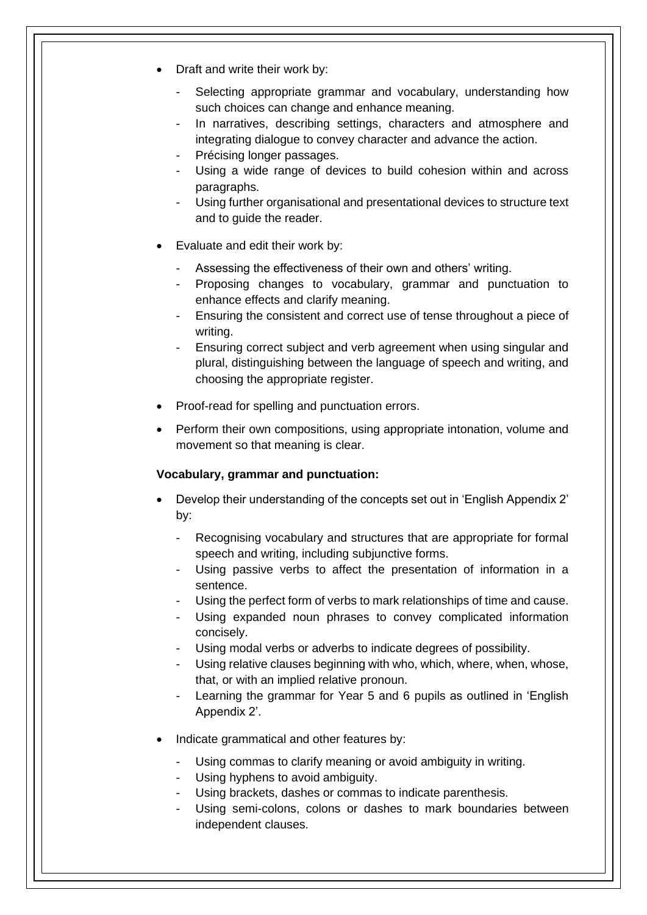- Draft and write their work by:
    - Selecting appropriate grammar and vocabulary, understanding how such choices can change and enhance meaning.
    - In narratives, describing settings, characters and atmosphere and integrating dialogue to convey character and advance the action.
    - Précising longer passages.
    - Using a wide range of devices to build cohesion within and across paragraphs.
    - Using further organisational and presentational devices to structure text and to guide the reader.
- Evaluate and edit their work by:
    - Assessing the effectiveness of their own and others' writing.
    - Proposing changes to vocabulary, grammar and punctuation to enhance effects and clarify meaning.
    - Ensuring the consistent and correct use of tense throughout a piece of writing.
    - Ensuring correct subject and verb agreement when using singular and plural, distinguishing between the language of speech and writing, and choosing the appropriate register.
- Proof-read for spelling and punctuation errors.
- Perform their own compositions, using appropriate intonation, volume and movement so that meaning is clear.

**Vocabulary, grammar and punctuation:**

- Develop their understanding of the concepts set out in 'English Appendix 2' by:
    - Recognising vocabulary and structures that are appropriate for formal speech and writing, including subjunctive forms.
    - Using passive verbs to affect the presentation of information in a sentence.
    - Using the perfect form of verbs to mark relationships of time and cause.
    - Using expanded noun phrases to convey complicated information concisely.
    - Using modal verbs or adverbs to indicate degrees of possibility.
    - Using relative clauses beginning with who, which, where, when, whose, that, or with an implied relative pronoun.
    - Learning the grammar for Year 5 and 6 pupils as outlined in 'English Appendix 2'.
- Indicate grammatical and other features by:
    - Using commas to clarify meaning or avoid ambiguity in writing.
    - Using hyphens to avoid ambiguity.
    - Using brackets, dashes or commas to indicate parenthesis.
    - Using semi-colons, colons or dashes to mark boundaries between independent clauses.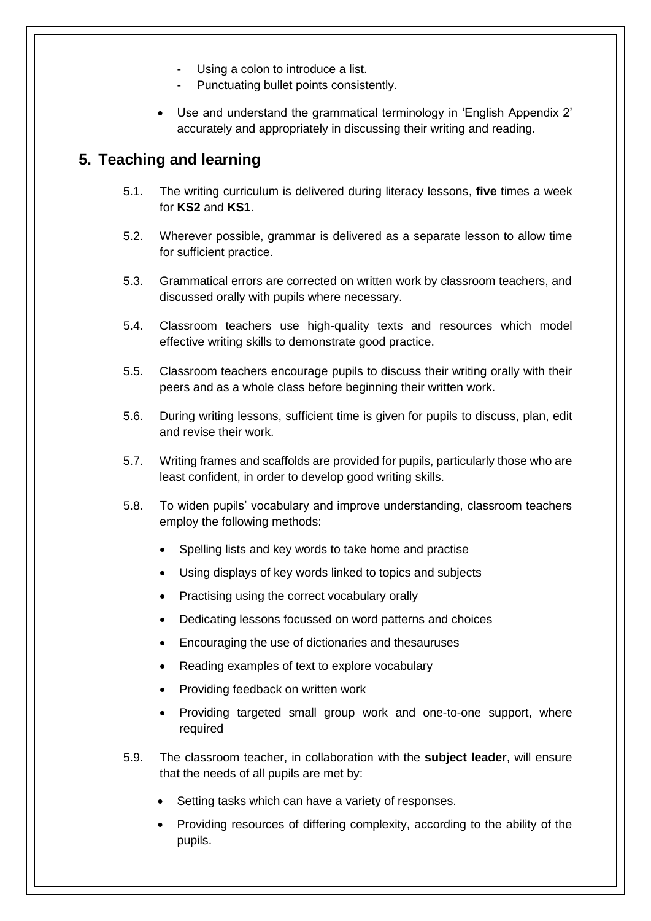- Using a colon to introduce a list.
  - Punctuating bullet points consistently.
- Use and understand the grammatical terminology in 'English Appendix 2' accurately and appropriately in discussing their writing and reading.

## 5. Teaching and learning

5.1. The writing curriculum is delivered during literacy lessons, **five** times a week for **KS2** and **KS1**.

5.2. Wherever possible, grammar is delivered as a separate lesson to allow time for sufficient practice.

5.3. Grammatical errors are corrected on written work by classroom teachers, and discussed orally with pupils where necessary.

5.4. Classroom teachers use high-quality texts and resources which model effective writing skills to demonstrate good practice.

5.5. Classroom teachers encourage pupils to discuss their writing orally with their peers and as a whole class before beginning their written work.

5.6. During writing lessons, sufficient time is given for pupils to discuss, plan, edit and revise their work.

5.7. Writing frames and scaffolds are provided for pupils, particularly those who are least confident, in order to develop good writing skills.

5.8. To widen pupils' vocabulary and improve understanding, classroom teachers employ the following methods:

- Spelling lists and key words to take home and practise
- Using displays of key words linked to topics and subjects
- Practising using the correct vocabulary orally
- Dedicating lessons focussed on word patterns and choices
- Encouraging the use of dictionaries and thesauruses
- Reading examples of text to explore vocabulary
- Providing feedback on written work
- Providing targeted small group work and one-to-one support, where required

5.9. The classroom teacher, in collaboration with the **subject leader**, will ensure that the needs of all pupils are met by:

- Setting tasks which can have a variety of responses.
- Providing resources of differing complexity, according to the ability of the pupils.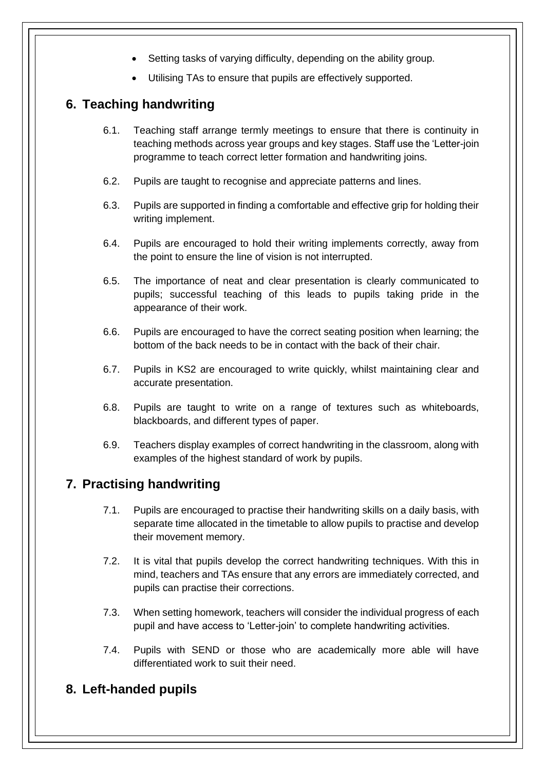- Setting tasks of varying difficulty, depending on the ability group.
- Utilising TAs to ensure that pupils are effectively supported.

## 6. Teaching handwriting

6.1. Teaching staff arrange termly meetings to ensure that there is continuity in teaching methods across year groups and key stages. Staff use the 'Letter-join programme to teach correct letter formation and handwriting joins.

6.2. Pupils are taught to recognise and appreciate patterns and lines.

6.3. Pupils are supported in finding a comfortable and effective grip for holding their writing implement.

6.4. Pupils are encouraged to hold their writing implements correctly, away from the point to ensure the line of vision is not interrupted.

6.5. The importance of neat and clear presentation is clearly communicated to pupils; successful teaching of this leads to pupils taking pride in the appearance of their work.

6.6. Pupils are encouraged to have the correct seating position when learning; the bottom of the back needs to be in contact with the back of their chair.

6.7. Pupils in KS2 are encouraged to write quickly, whilst maintaining clear and accurate presentation.

6.8. Pupils are taught to write on a range of textures such as whiteboards, blackboards, and different types of paper.

6.9. Teachers display examples of correct handwriting in the classroom, along with examples of the highest standard of work by pupils.

## 7. Practising handwriting

7.1. Pupils are encouraged to practise their handwriting skills on a daily basis, with separate time allocated in the timetable to allow pupils to practise and develop their movement memory.

7.2. It is vital that pupils develop the correct handwriting techniques. With this in mind, teachers and TAs ensure that any errors are immediately corrected, and pupils can practise their corrections.

7.3. When setting homework, teachers will consider the individual progress of each pupil and have access to 'Letter-join' to complete handwriting activities.

7.4. Pupils with SEND or those who are academically more able will have differentiated work to suit their need.

## 8. Left-handed pupils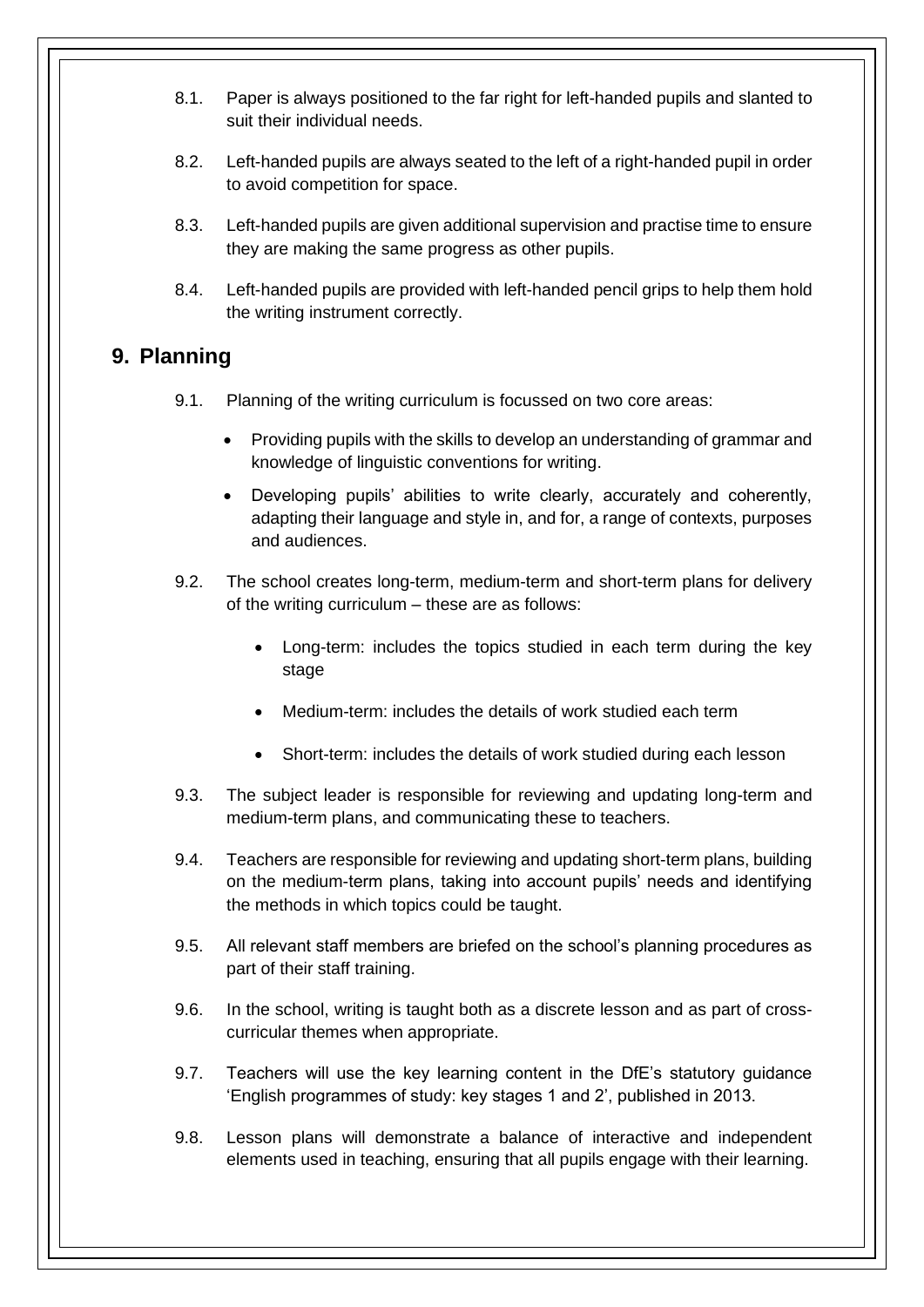8.1. Paper is always positioned to the far right for left-handed pupils and slanted to suit their individual needs.

8.2. Left-handed pupils are always seated to the left of a right-handed pupil in order to avoid competition for space.

8.3. Left-handed pupils are given additional supervision and practise time to ensure they are making the same progress as other pupils.

8.4. Left-handed pupils are provided with left-handed pencil grips to help them hold the writing instrument correctly.

## 9. Planning

9.1. Planning of the writing curriculum is focussed on two core areas:

- Providing pupils with the skills to develop an understanding of grammar and knowledge of linguistic conventions for writing.
- Developing pupils' abilities to write clearly, accurately and coherently, adapting their language and style in, and for, a range of contexts, purposes and audiences.

9.2. The school creates long-term, medium-term and short-term plans for delivery of the writing curriculum – these are as follows:

- Long-term: includes the topics studied in each term during the key stage
- Medium-term: includes the details of work studied each term
- Short-term: includes the details of work studied during each lesson

9.3. The subject leader is responsible for reviewing and updating long-term and medium-term plans, and communicating these to teachers.

9.4. Teachers are responsible for reviewing and updating short-term plans, building on the medium-term plans, taking into account pupils' needs and identifying the methods in which topics could be taught.

9.5. All relevant staff members are briefed on the school's planning procedures as part of their staff training.

9.6. In the school, writing is taught both as a discrete lesson and as part of cross-curricular themes when appropriate.

9.7. Teachers will use the key learning content in the DfE's statutory guidance 'English programmes of study: key stages 1 and 2', published in 2013.

9.8. Lesson plans will demonstrate a balance of interactive and independent elements used in teaching, ensuring that all pupils engage with their learning.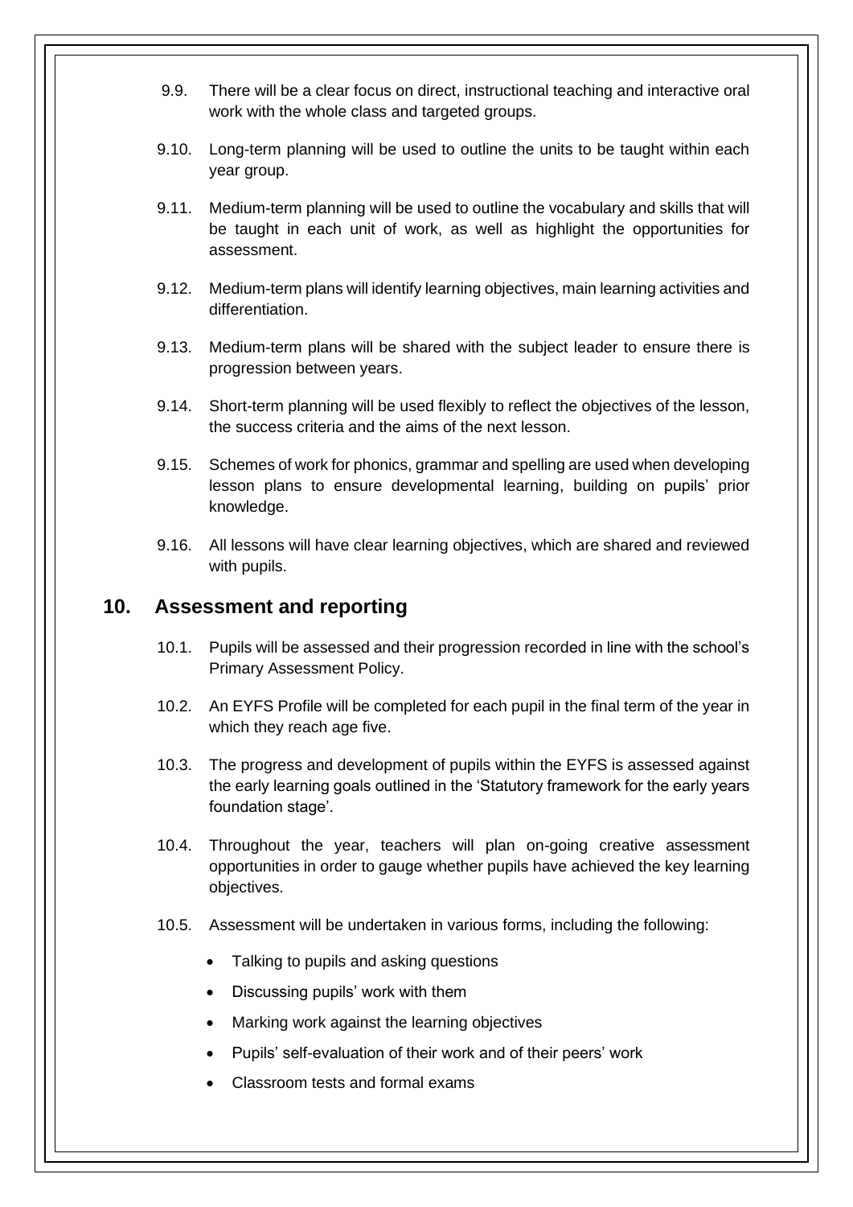9.9. There will be a clear focus on direct, instructional teaching and interactive oral work with the whole class and targeted groups.

9.10. Long-term planning will be used to outline the units to be taught within each year group.

9.11. Medium-term planning will be used to outline the vocabulary and skills that will be taught in each unit of work, as well as highlight the opportunities for assessment.

9.12. Medium-term plans will identify learning objectives, main learning activities and differentiation.

9.13. Medium-term plans will be shared with the subject leader to ensure there is progression between years.

9.14. Short-term planning will be used flexibly to reflect the objectives of the lesson, the success criteria and the aims of the next lesson.

9.15. Schemes of work for phonics, grammar and spelling are used when developing lesson plans to ensure developmental learning, building on pupils' prior knowledge.

9.16. All lessons will have clear learning objectives, which are shared and reviewed with pupils.

## 10. Assessment and reporting

10.1. Pupils will be assessed and their progression recorded in line with the school's Primary Assessment Policy.

10.2. An EYFS Profile will be completed for each pupil in the final term of the year in which they reach age five.

10.3. The progress and development of pupils within the EYFS is assessed against the early learning goals outlined in the 'Statutory framework for the early years foundation stage'.

10.4. Throughout the year, teachers will plan on-going creative assessment opportunities in order to gauge whether pupils have achieved the key learning objectives.

10.5. Assessment will be undertaken in various forms, including the following:

- Talking to pupils and asking questions
- Discussing pupils' work with them
- Marking work against the learning objectives
- Pupils' self-evaluation of their work and of their peers' work
- Classroom tests and formal exams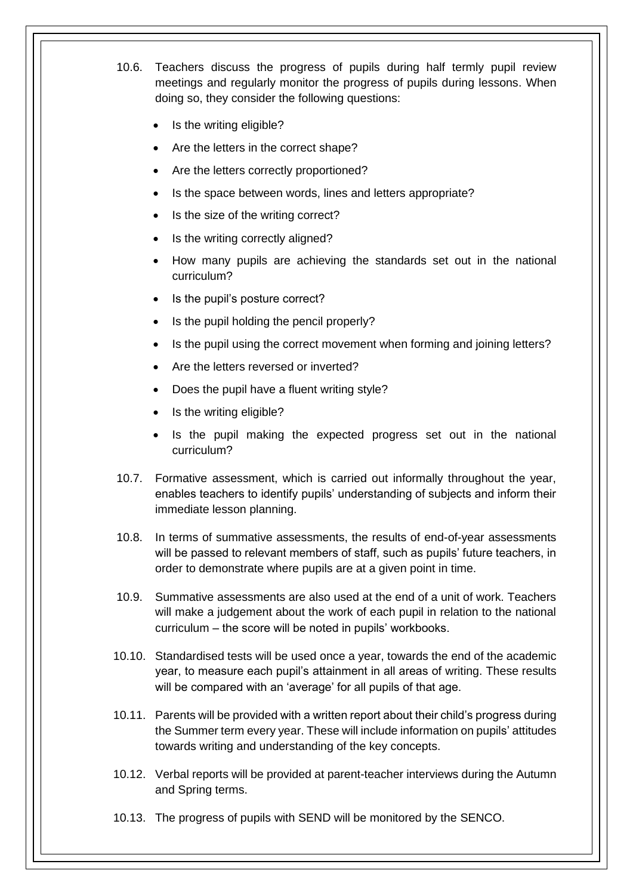10.6. Teachers discuss the progress of pupils during half termly pupil review meetings and regularly monitor the progress of pupils during lessons. When doing so, they consider the following questions:

- Is the writing eligible?
- Are the letters in the correct shape?
- Are the letters correctly proportioned?
- Is the space between words, lines and letters appropriate?
- Is the size of the writing correct?
- Is the writing correctly aligned?
- How many pupils are achieving the standards set out in the national curriculum?
- Is the pupil's posture correct?
- Is the pupil holding the pencil properly?
- Is the pupil using the correct movement when forming and joining letters?
- Are the letters reversed or inverted?
- Does the pupil have a fluent writing style?
- Is the writing eligible?
- Is the pupil making the expected progress set out in the national curriculum?

10.7. Formative assessment, which is carried out informally throughout the year, enables teachers to identify pupils' understanding of subjects and inform their immediate lesson planning.

10.8. In terms of summative assessments, the results of end-of-year assessments will be passed to relevant members of staff, such as pupils' future teachers, in order to demonstrate where pupils are at a given point in time.

10.9. Summative assessments are also used at the end of a unit of work. Teachers will make a judgement about the work of each pupil in relation to the national curriculum – the score will be noted in pupils' workbooks.

10.10. Standardised tests will be used once a year, towards the end of the academic year, to measure each pupil's attainment in all areas of writing. These results will be compared with an 'average' for all pupils of that age.

10.11. Parents will be provided with a written report about their child's progress during the Summer term every year. These will include information on pupils' attitudes towards writing and understanding of the key concepts.

10.12. Verbal reports will be provided at parent-teacher interviews during the Autumn and Spring terms.

10.13. The progress of pupils with SEND will be monitored by the SENCO.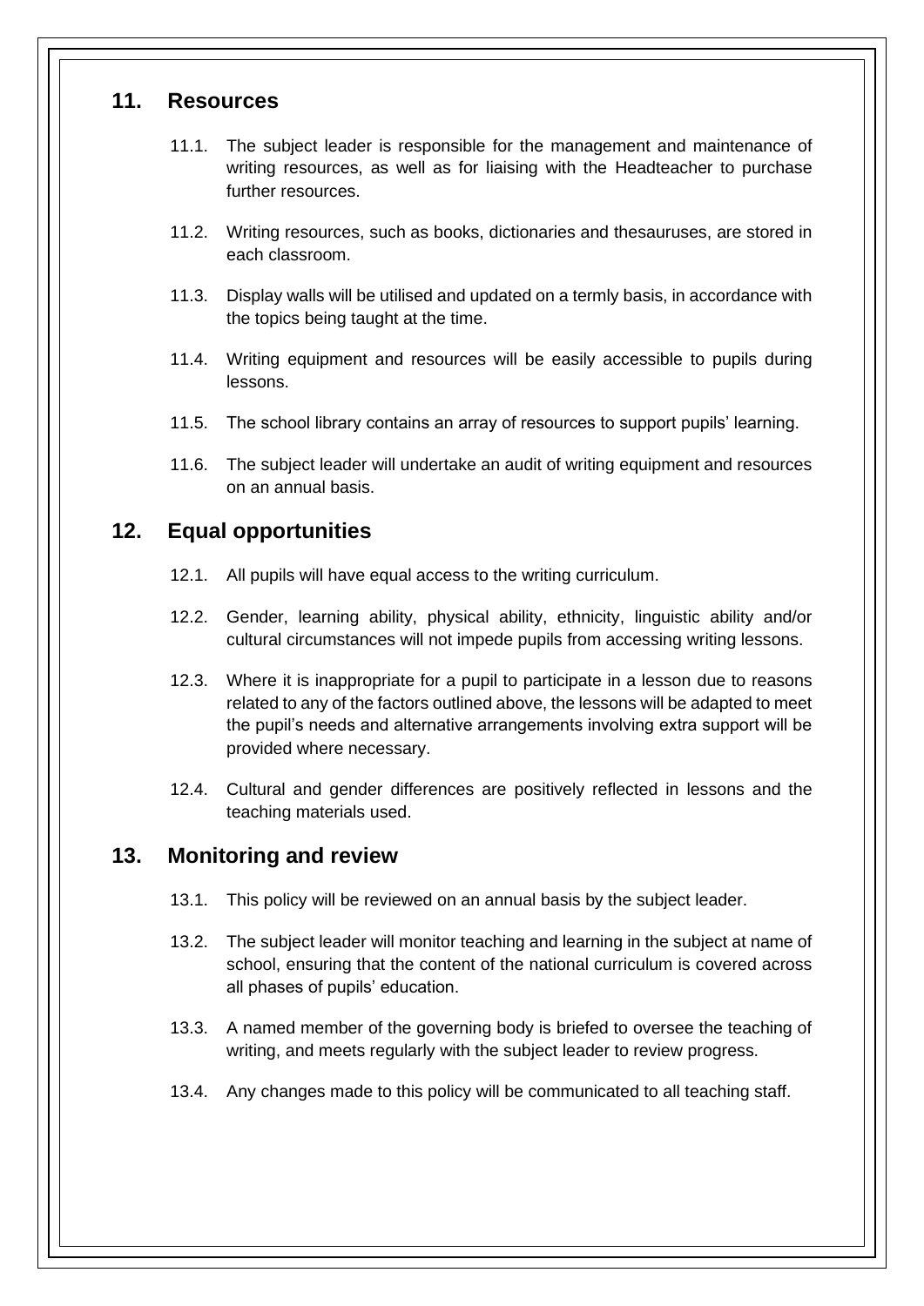## 11. Resources

11.1. The subject leader is responsible for the management and maintenance of writing resources, as well as for liaising with the Headteacher to purchase further resources.

11.2. Writing resources, such as books, dictionaries and thesauruses, are stored in each classroom.

11.3. Display walls will be utilised and updated on a termly basis, in accordance with the topics being taught at the time.

11.4. Writing equipment and resources will be easily accessible to pupils during lessons.

11.5. The school library contains an array of resources to support pupils' learning.

11.6. The subject leader will undertake an audit of writing equipment and resources on an annual basis.

## 12. Equal opportunities

12.1. All pupils will have equal access to the writing curriculum.

12.2. Gender, learning ability, physical ability, ethnicity, linguistic ability and/or cultural circumstances will not impede pupils from accessing writing lessons.

12.3. Where it is inappropriate for a pupil to participate in a lesson due to reasons related to any of the factors outlined above, the lessons will be adapted to meet the pupil's needs and alternative arrangements involving extra support will be provided where necessary.

12.4. Cultural and gender differences are positively reflected in lessons and the teaching materials used.

## 13. Monitoring and review

13.1. This policy will be reviewed on an annual basis by the subject leader.

13.2. The subject leader will monitor teaching and learning in the subject at name of school, ensuring that the content of the national curriculum is covered across all phases of pupils' education.

13.3. A named member of the governing body is briefed to oversee the teaching of writing, and meets regularly with the subject leader to review progress.

13.4. Any changes made to this policy will be communicated to all teaching staff.